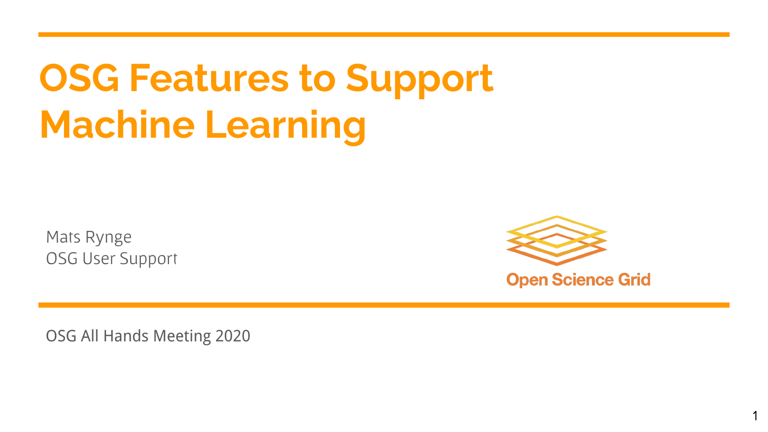# OSG Features to Support Machine Learning

Mats Rynge
OSG User Support

Open Science Grid

OSG All Hands Meeting 2020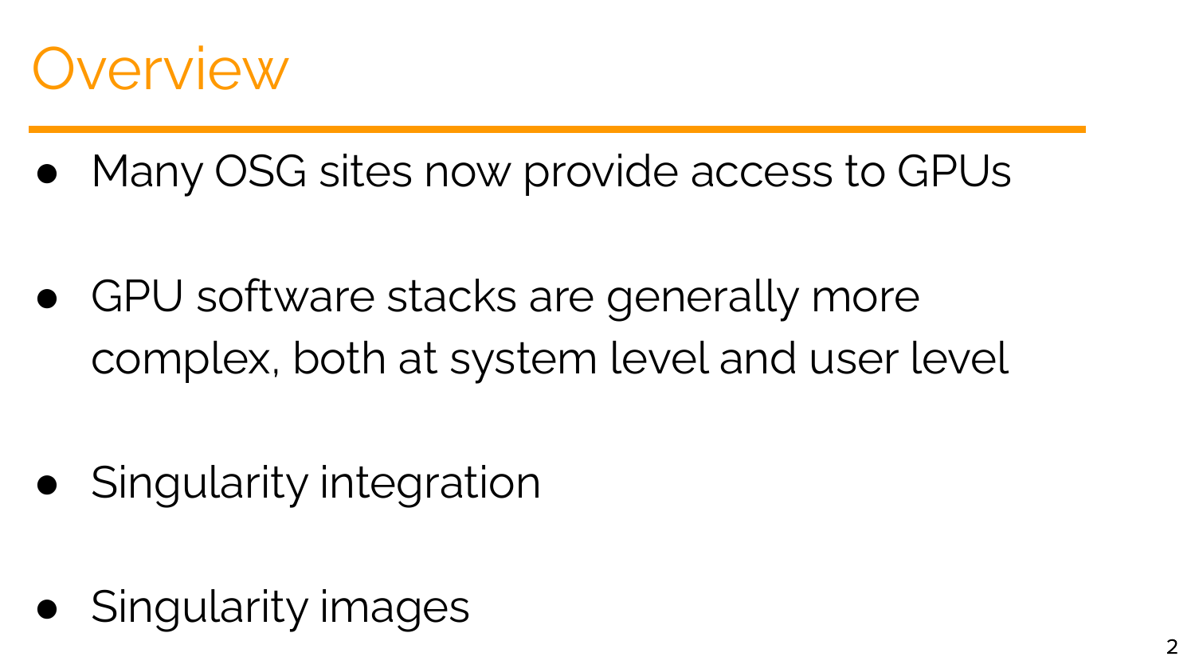# Overview

- Many OSG sites now provide access to GPUs
- GPU software stacks are generally more complex, both at system level and user level
- Singularity integration
- Singularity images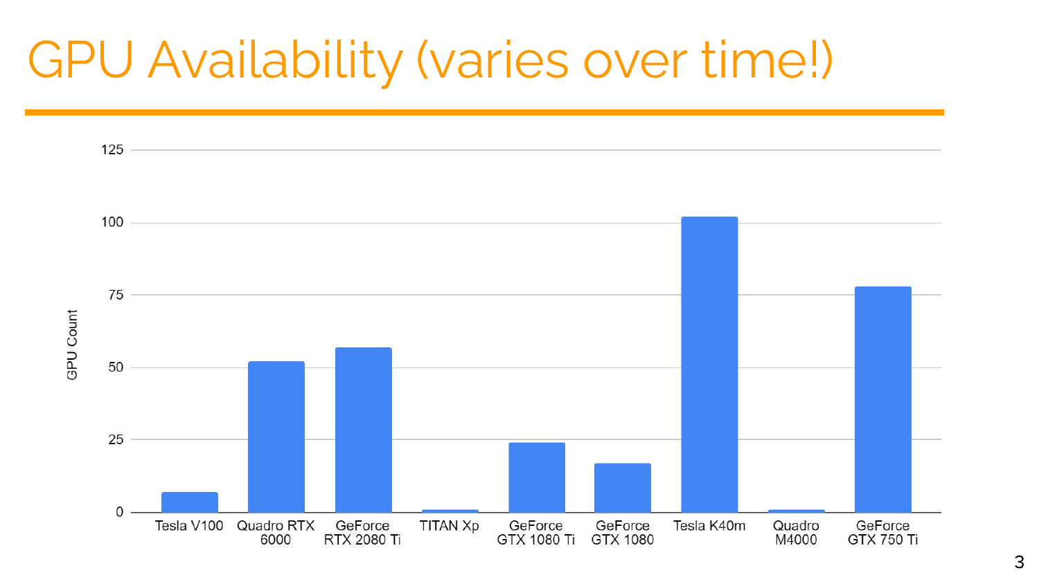# GPU Availability (varies over time!)

GPU Count

125

100

75

50

25

0

Tesla V100 | Quadro RTX 6000 | GeForce RTX 2080 Ti | TITAN Xp | GeForce GTX 1080 Ti | GeForce GTX 1080 | Tesla K40m | Quadro M4000 | GeForce GTX 750 Ti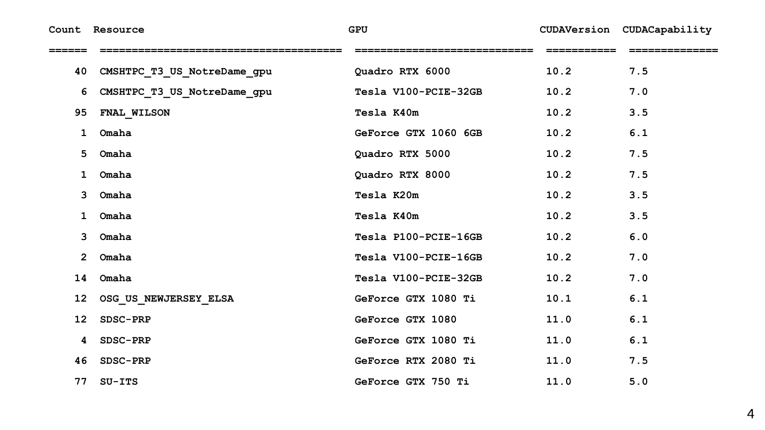| Count | Resource | GPU | CUDAVersion | CUDACapability |
|---|---|---|---|---|
| 40 | CMSHTPC_T3_US_NotreDame_gpu | Quadro RTX 6000 | 10.2 | 7.5 |
| 6 | CMSHTPC_T3_US_NotreDame_gpu | Tesla V100-PCIE-32GB | 10.2 | 7.0 |
| 95 | FNAL_WILSON | Tesla K40m | 10.2 | 3.5 |
| 1 | Omaha | GeForce GTX 1060 6GB | 10.2 | 6.1 |
| 5 | Omaha | Quadro RTX 5000 | 10.2 | 7.5 |
| 1 | Omaha | Quadro RTX 8000 | 10.2 | 7.5 |
| 3 | Omaha | Tesla K20m | 10.2 | 3.5 |
| 1 | Omaha | Tesla K40m | 10.2 | 3.5 |
| 3 | Omaha | Tesla P100-PCIE-16GB | 10.2 | 6.0 |
| 2 | Omaha | Tesla V100-PCIE-16GB | 10.2 | 7.0 |
| 14 | Omaha | Tesla V100-PCIE-32GB | 10.2 | 7.0 |
| 12 | OSG_US_NEWJERSEY_ELSA | GeForce GTX 1080 Ti | 10.1 | 6.1 |
| 12 | SDSC-PRP | GeForce GTX 1080 | 11.0 | 6.1 |
| 4 | SDSC-PRP | GeForce GTX 1080 Ti | 11.0 | 6.1 |
| 46 | SDSC-PRP | GeForce RTX 2080 Ti | 11.0 | 7.5 |
| 77 | SU-ITS | GeForce GTX 750 Ti | 11.0 | 5.0 |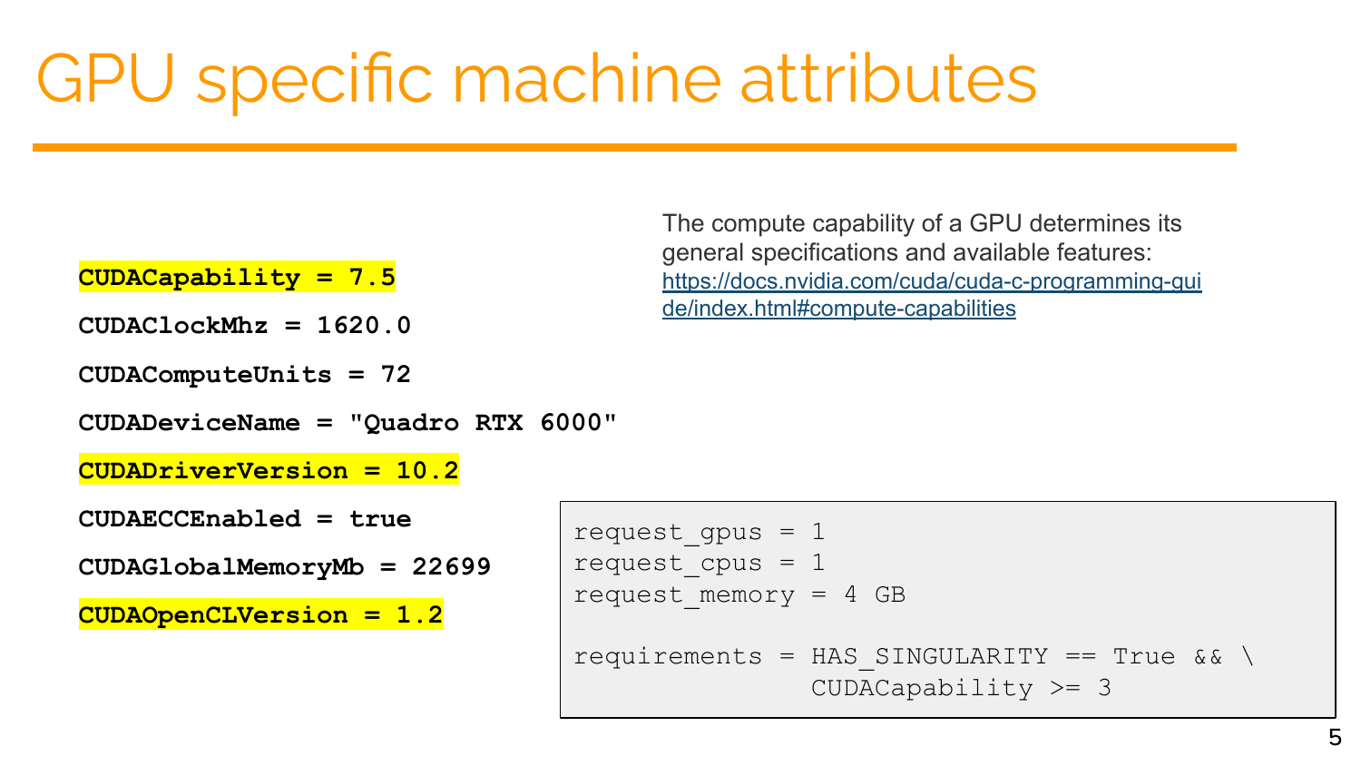# GPU specific machine attributes

```
CUDACapability = 7.5
CUDAClockMhz = 1620.0
CUDAComputeUnits = 72
CUDADeviceName = "Quadro RTX 6000"
CUDADriverVersion = 10.2
CUDAECCEnabled = true
CUDAGlobalMemoryMb = 22699
CUDAOpenCLVersion = 1.2
```

The compute capability of a GPU determines its general specifications and available features: https://docs.nvidia.com/cuda/cuda-c-programming-guide/index.html#compute-capabilities

```
request_gpus = 1
request_cpus = 1
request_memory = 4 GB

requirements = HAS_SINGULARITY == True && \
               CUDACapability >= 3
```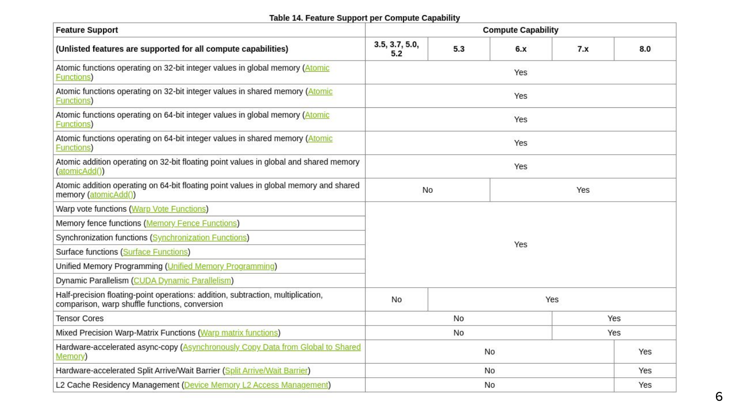**Table 14. Feature Support per Compute Capability**

| Feature Support | Compute Capability | | | | |
|---|---|---|---|---|---|
| (Unlisted features are supported for all compute capabilities) | 3.5, 3.7, 5.0, 5.2 | 5.3 | 6.x | 7.x | 8.0 |
| Atomic functions operating on 32-bit integer values in global memory (Atomic Functions) | Yes | | | | |
| Atomic functions operating on 32-bit integer values in shared memory (Atomic Functions) | Yes | | | | |
| Atomic functions operating on 64-bit integer values in global memory (Atomic Functions) | Yes | | | | |
| Atomic functions operating on 64-bit integer values in shared memory (Atomic Functions) | Yes | | | | |
| Atomic addition operating on 32-bit floating point values in global and shared memory (atomicAdd()) | Yes | | | | |
| Atomic addition operating on 64-bit floating point values in global memory and shared memory (atomicAdd()) | No | | Yes | | |
| Warp vote functions (Warp Vote Functions) | Yes | | | | |
| Memory fence functions (Memory Fence Functions) | Yes | | | | |
| Synchronization functions (Synchronization Functions) | Yes | | | | |
| Surface functions (Surface Functions) | Yes | | | | |
| Unified Memory Programming (Unified Memory Programming) | Yes | | | | |
| Dynamic Parallelism (CUDA Dynamic Parallelism) | Yes | | | | |
| Half-precision floating-point operations: addition, subtraction, multiplication, comparison, warp shuffle functions, conversion | No | Yes | | | |
| Tensor Cores | No | | | Yes | |
| Mixed Precision Warp-Matrix Functions (Warp matrix functions) | No | | | Yes | |
| Hardware-accelerated async-copy (Asynchronously Copy Data from Global to Shared Memory) | No | | | | Yes |
| Hardware-accelerated Split Arrive/Wait Barrier (Split Arrive/Wait Barrier) | No | | | | Yes |
| L2 Cache Residency Management (Device Memory L2 Access Management) | No | | | | Yes |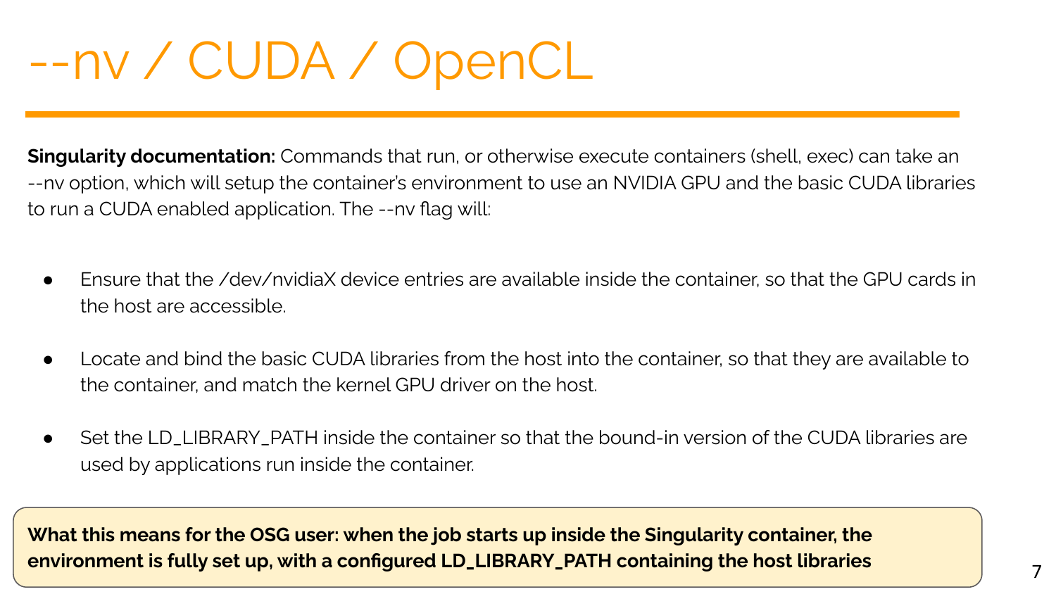# --nv / CUDA / OpenCL

**Singularity documentation:** Commands that run, or otherwise execute containers (shell, exec) can take an --nv option, which will setup the container's environment to use an NVIDIA GPU and the basic CUDA libraries to run a CUDA enabled application. The --nv flag will:

- Ensure that the /dev/nvidiaX device entries are available inside the container, so that the GPU cards in the host are accessible.
- Locate and bind the basic CUDA libraries from the host into the container, so that they are available to the container, and match the kernel GPU driver on the host.
- Set the LD_LIBRARY_PATH inside the container so that the bound-in version of the CUDA libraries are used by applications run inside the container.

**What this means for the OSG user: when the job starts up inside the Singularity container, the environment is fully set up, with a configured LD_LIBRARY_PATH containing the host libraries**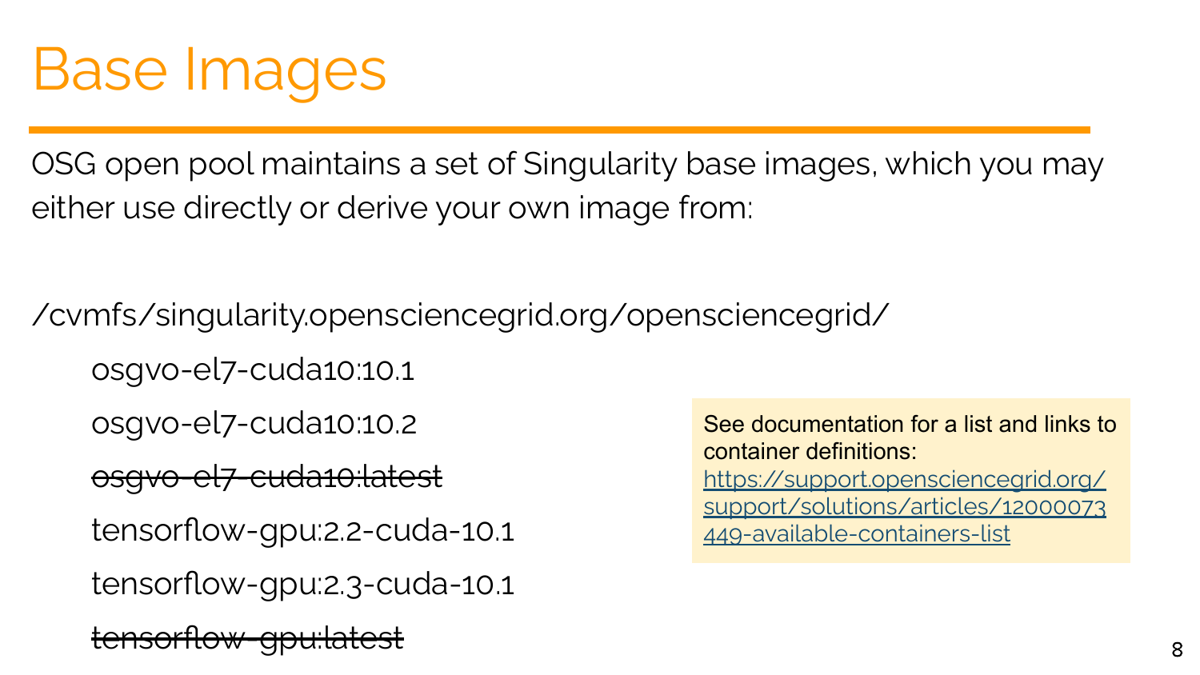# Base Images

OSG open pool maintains a set of Singularity base images, which you may either use directly or derive your own image from:

/cvmfs/singularity.opensciencegrid.org/opensciencegrid/

- osgvo-el7-cuda10:10.1
- osgvo-el7-cuda10:10.2
- ~~osgvo-el7-cuda10:latest~~
- tensorflow-gpu:2.2-cuda-10.1
- tensorflow-gpu:2.3-cuda-10.1
- ~~tensorflow-gpu:latest~~

See documentation for a list and links to container definitions: [https://support.opensciencegrid.org/support/solutions/articles/12000073449-available-containers-list](https://support.opensciencegrid.org/support/solutions/articles/12000073449-available-containers-list)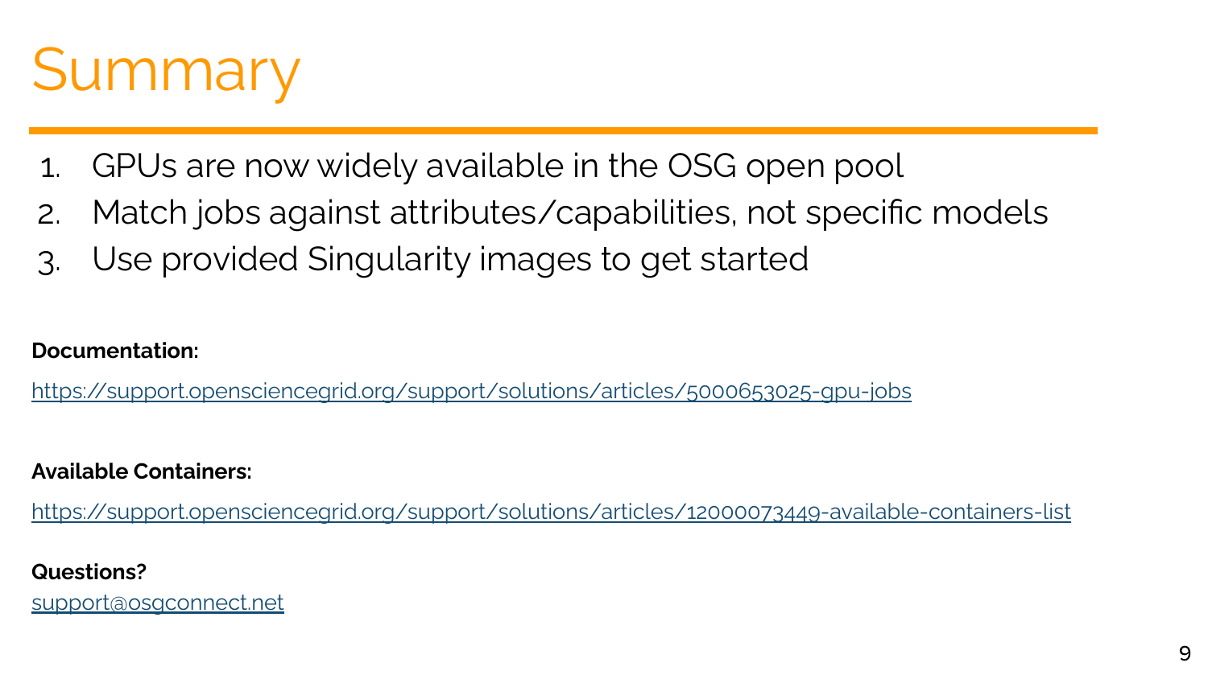# Summary

1. GPUs are now widely available in the OSG open pool
2. Match jobs against attributes/capabilities, not specific models
3. Use provided Singularity images to get started

**Documentation:**

https://support.opensciencegrid.org/support/solutions/articles/5000653025-gpu-jobs

**Available Containers:**

https://support.opensciencegrid.org/support/solutions/articles/12000073449-available-containers-list

**Questions?**

support@osgconnect.net